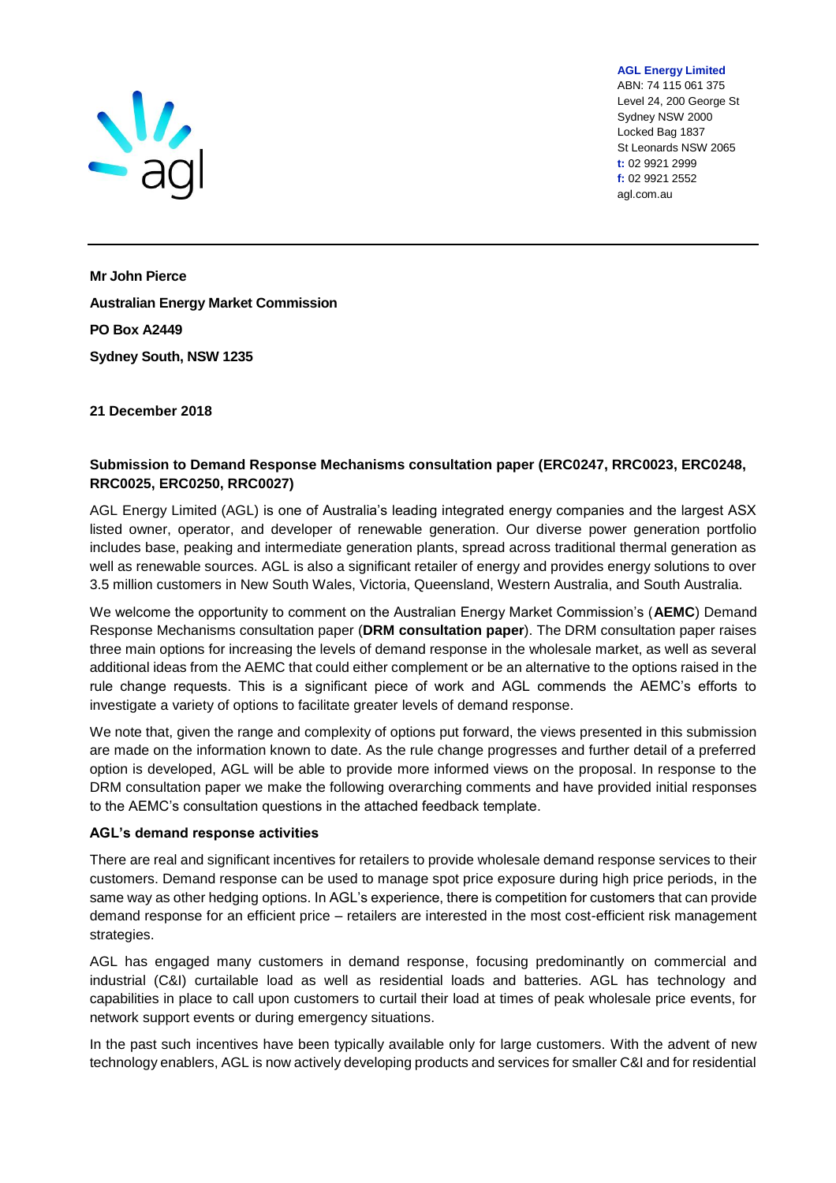**AGL Energy Limited**
ABN: 74 115 061 375
Level 24, 200 George St
Sydney NSW 2000
Locked Bag 1837
St Leonards NSW 2065
**t:** 02 9921 2999
**f:** 02 9921 2552
agl.com.au

---

**Mr John Pierce**

**Australian Energy Market Commission**

**PO Box A2449**

**Sydney South, NSW 1235**

**21 December 2018**

**Submission to Demand Response Mechanisms consultation paper (ERC0247, RRC0023, ERC0248, RRC0025, ERC0250, RRC0027)**

AGL Energy Limited (AGL) is one of Australia's leading integrated energy companies and the largest ASX listed owner, operator, and developer of renewable generation. Our diverse power generation portfolio includes base, peaking and intermediate generation plants, spread across traditional thermal generation as well as renewable sources. AGL is also a significant retailer of energy and provides energy solutions to over 3.5 million customers in New South Wales, Victoria, Queensland, Western Australia, and South Australia.

We welcome the opportunity to comment on the Australian Energy Market Commission's (**AEMC**) Demand Response Mechanisms consultation paper (**DRM consultation paper**). The DRM consultation paper raises three main options for increasing the levels of demand response in the wholesale market, as well as several additional ideas from the AEMC that could either complement or be an alternative to the options raised in the rule change requests. This is a significant piece of work and AGL commends the AEMC's efforts to investigate a variety of options to facilitate greater levels of demand response.

We note that, given the range and complexity of options put forward, the views presented in this submission are made on the information known to date. As the rule change progresses and further detail of a preferred option is developed, AGL will be able to provide more informed views on the proposal. In response to the DRM consultation paper we make the following overarching comments and have provided initial responses to the AEMC's consultation questions in the attached feedback template.

**AGL's demand response activities**

There are real and significant incentives for retailers to provide wholesale demand response services to their customers. Demand response can be used to manage spot price exposure during high price periods, in the same way as other hedging options. In AGL's experience, there is competition for customers that can provide demand response for an efficient price – retailers are interested in the most cost-efficient risk management strategies.

AGL has engaged many customers in demand response, focusing predominantly on commercial and industrial (C&I) curtailable load as well as residential loads and batteries. AGL has technology and capabilities in place to call upon customers to curtail their load at times of peak wholesale price events, for network support events or during emergency situations.

In the past such incentives have been typically available only for large customers. With the advent of new technology enablers, AGL is now actively developing products and services for smaller C&I and for residential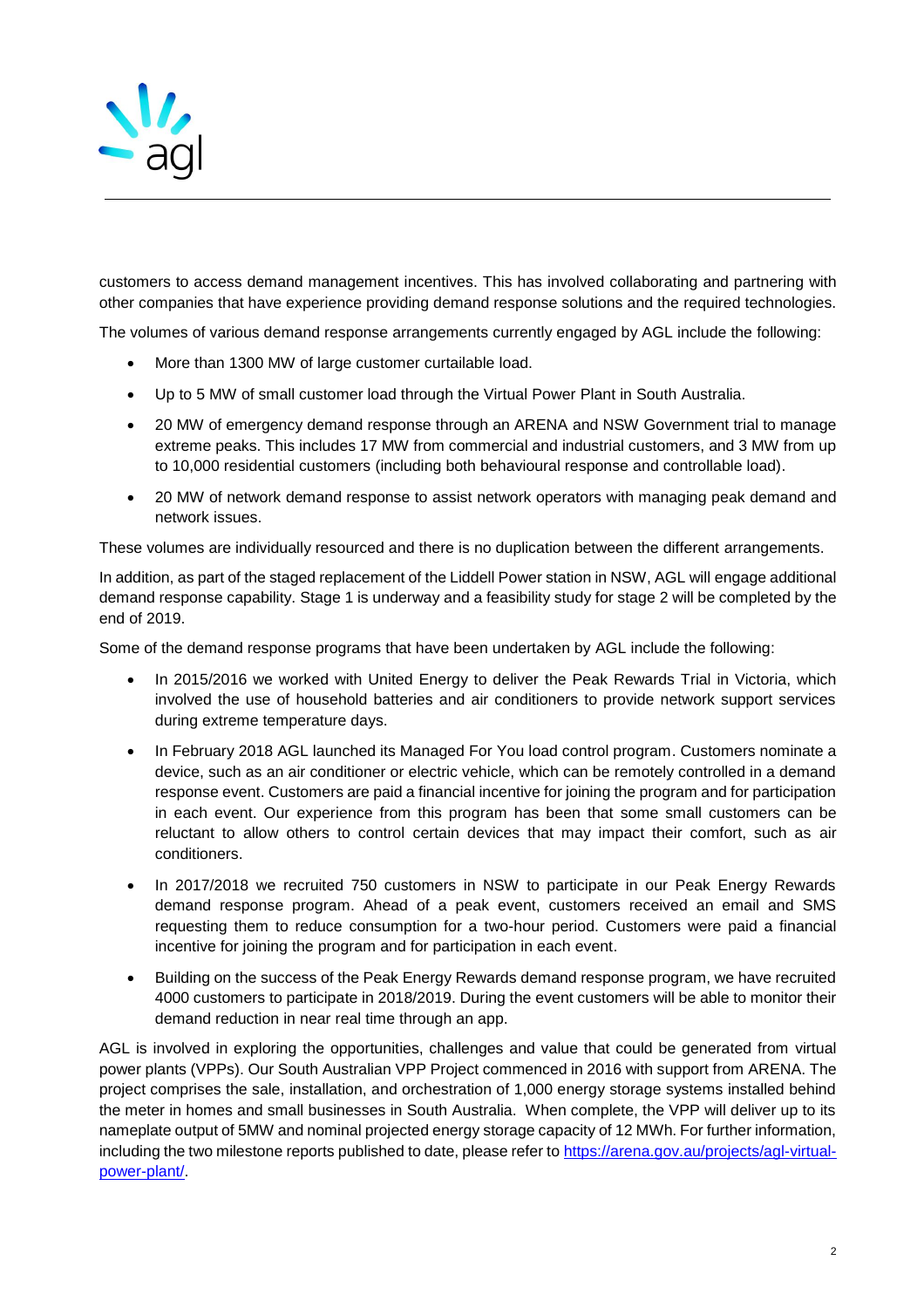customers to access demand management incentives. This has involved collaborating and partnering with other companies that have experience providing demand response solutions and the required technologies.

The volumes of various demand response arrangements currently engaged by AGL include the following:

- More than 1300 MW of large customer curtailable load.
- Up to 5 MW of small customer load through the Virtual Power Plant in South Australia.
- 20 MW of emergency demand response through an ARENA and NSW Government trial to manage extreme peaks. This includes 17 MW from commercial and industrial customers, and 3 MW from up to 10,000 residential customers (including both behavioural response and controllable load).
- 20 MW of network demand response to assist network operators with managing peak demand and network issues.

These volumes are individually resourced and there is no duplication between the different arrangements.

In addition, as part of the staged replacement of the Liddell Power station in NSW, AGL will engage additional demand response capability. Stage 1 is underway and a feasibility study for stage 2 will be completed by the end of 2019.

Some of the demand response programs that have been undertaken by AGL include the following:

- In 2015/2016 we worked with United Energy to deliver the Peak Rewards Trial in Victoria, which involved the use of household batteries and air conditioners to provide network support services during extreme temperature days.
- In February 2018 AGL launched its Managed For You load control program. Customers nominate a device, such as an air conditioner or electric vehicle, which can be remotely controlled in a demand response event. Customers are paid a financial incentive for joining the program and for participation in each event. Our experience from this program has been that some small customers can be reluctant to allow others to control certain devices that may impact their comfort, such as air conditioners.
- In 2017/2018 we recruited 750 customers in NSW to participate in our Peak Energy Rewards demand response program. Ahead of a peak event, customers received an email and SMS requesting them to reduce consumption for a two-hour period. Customers were paid a financial incentive for joining the program and for participation in each event.
- Building on the success of the Peak Energy Rewards demand response program, we have recruited 4000 customers to participate in 2018/2019. During the event customers will be able to monitor their demand reduction in near real time through an app.

AGL is involved in exploring the opportunities, challenges and value that could be generated from virtual power plants (VPPs). Our South Australian VPP Project commenced in 2016 with support from ARENA. The project comprises the sale, installation, and orchestration of 1,000 energy storage systems installed behind the meter in homes and small businesses in South Australia. When complete, the VPP will deliver up to its nameplate output of 5MW and nominal projected energy storage capacity of 12 MWh. For further information, including the two milestone reports published to date, please refer to [https://arena.gov.au/projects/agl-virtual-power-plant/](https://arena.gov.au/projects/agl-virtual-power-plant/).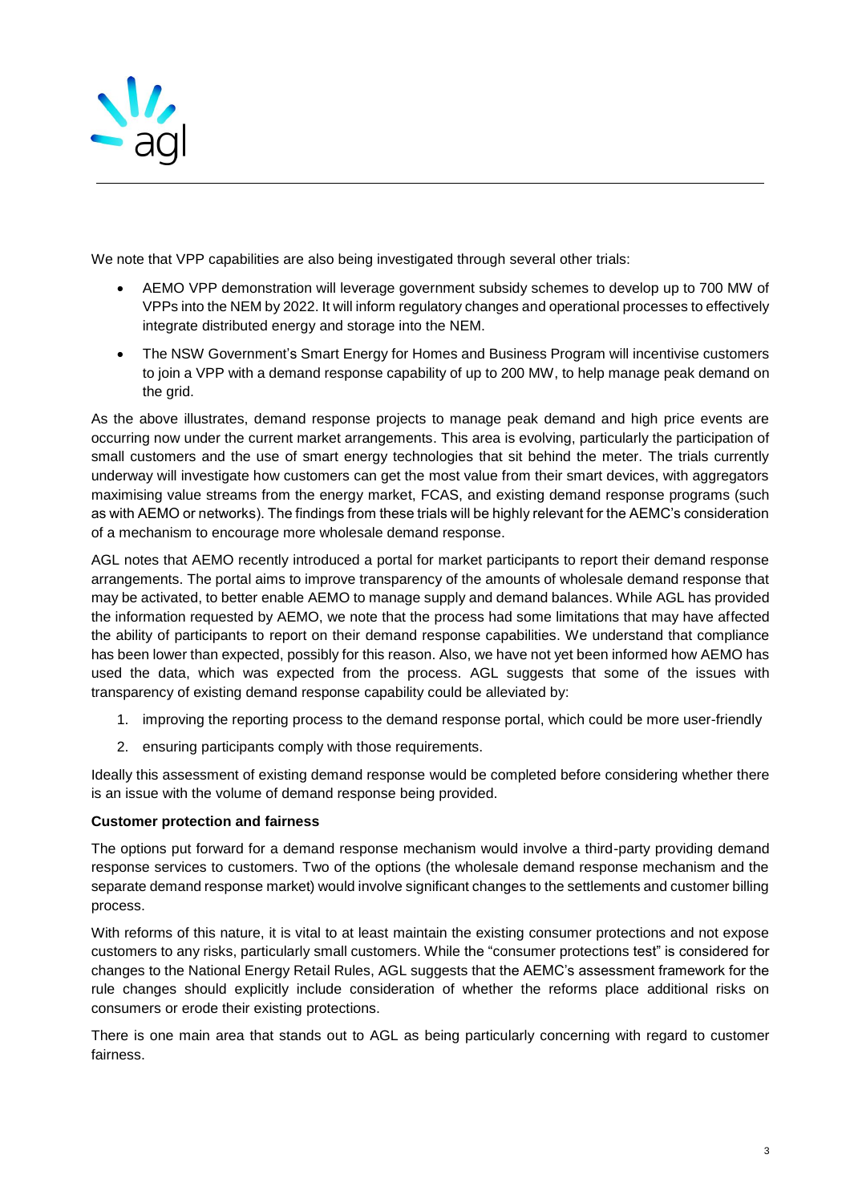We note that VPP capabilities are also being investigated through several other trials:

- AEMO VPP demonstration will leverage government subsidy schemes to develop up to 700 MW of VPPs into the NEM by 2022. It will inform regulatory changes and operational processes to effectively integrate distributed energy and storage into the NEM.
- The NSW Government's Smart Energy for Homes and Business Program will incentivise customers to join a VPP with a demand response capability of up to 200 MW, to help manage peak demand on the grid.

As the above illustrates, demand response projects to manage peak demand and high price events are occurring now under the current market arrangements. This area is evolving, particularly the participation of small customers and the use of smart energy technologies that sit behind the meter. The trials currently underway will investigate how customers can get the most value from their smart devices, with aggregators maximising value streams from the energy market, FCAS, and existing demand response programs (such as with AEMO or networks). The findings from these trials will be highly relevant for the AEMC's consideration of a mechanism to encourage more wholesale demand response.

AGL notes that AEMO recently introduced a portal for market participants to report their demand response arrangements. The portal aims to improve transparency of the amounts of wholesale demand response that may be activated, to better enable AEMO to manage supply and demand balances. While AGL has provided the information requested by AEMO, we note that the process had some limitations that may have affected the ability of participants to report on their demand response capabilities. We understand that compliance has been lower than expected, possibly for this reason. Also, we have not yet been informed how AEMO has used the data, which was expected from the process. AGL suggests that some of the issues with transparency of existing demand response capability could be alleviated by:

1. improving the reporting process to the demand response portal, which could be more user-friendly
2. ensuring participants comply with those requirements.

Ideally this assessment of existing demand response would be completed before considering whether there is an issue with the volume of demand response being provided.

**Customer protection and fairness**

The options put forward for a demand response mechanism would involve a third-party providing demand response services to customers. Two of the options (the wholesale demand response mechanism and the separate demand response market) would involve significant changes to the settlements and customer billing process.

With reforms of this nature, it is vital to at least maintain the existing consumer protections and not expose customers to any risks, particularly small customers. While the "consumer protections test" is considered for changes to the National Energy Retail Rules, AGL suggests that the AEMC's assessment framework for the rule changes should explicitly include consideration of whether the reforms place additional risks on consumers or erode their existing protections.

There is one main area that stands out to AGL as being particularly concerning with regard to customer fairness.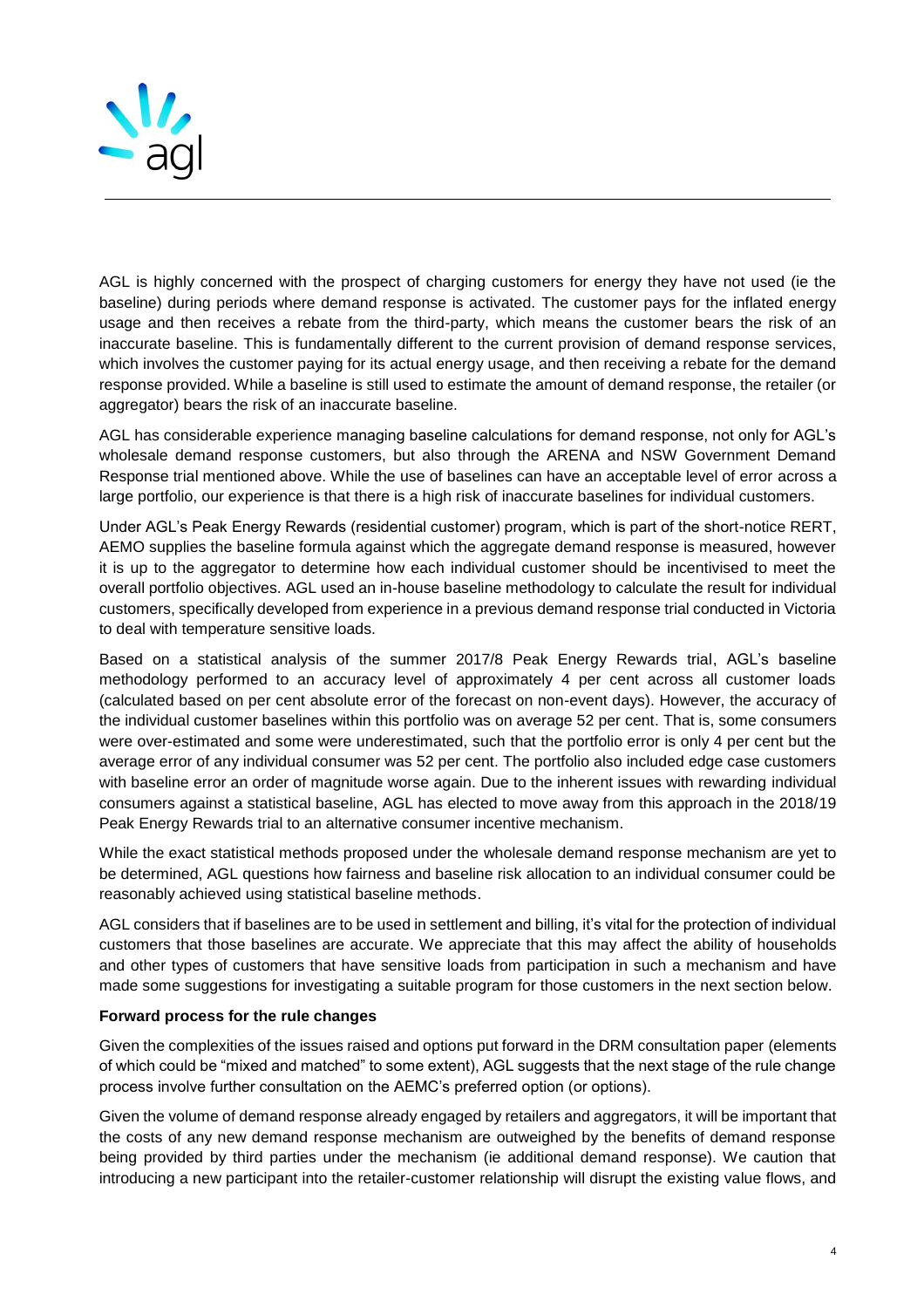AGL is highly concerned with the prospect of charging customers for energy they have not used (ie the baseline) during periods where demand response is activated. The customer pays for the inflated energy usage and then receives a rebate from the third-party, which means the customer bears the risk of an inaccurate baseline. This is fundamentally different to the current provision of demand response services, which involves the customer paying for its actual energy usage, and then receiving a rebate for the demand response provided. While a baseline is still used to estimate the amount of demand response, the retailer (or aggregator) bears the risk of an inaccurate baseline.

AGL has considerable experience managing baseline calculations for demand response, not only for AGL's wholesale demand response customers, but also through the ARENA and NSW Government Demand Response trial mentioned above. While the use of baselines can have an acceptable level of error across a large portfolio, our experience is that there is a high risk of inaccurate baselines for individual customers.

Under AGL's Peak Energy Rewards (residential customer) program, which is part of the short-notice RERT, AEMO supplies the baseline formula against which the aggregate demand response is measured, however it is up to the aggregator to determine how each individual customer should be incentivised to meet the overall portfolio objectives. AGL used an in-house baseline methodology to calculate the result for individual customers, specifically developed from experience in a previous demand response trial conducted in Victoria to deal with temperature sensitive loads.

Based on a statistical analysis of the summer 2017/8 Peak Energy Rewards trial, AGL's baseline methodology performed to an accuracy level of approximately 4 per cent across all customer loads (calculated based on per cent absolute error of the forecast on non-event days). However, the accuracy of the individual customer baselines within this portfolio was on average 52 per cent. That is, some consumers were over-estimated and some were underestimated, such that the portfolio error is only 4 per cent but the average error of any individual consumer was 52 per cent. The portfolio also included edge case customers with baseline error an order of magnitude worse again. Due to the inherent issues with rewarding individual consumers against a statistical baseline, AGL has elected to move away from this approach in the 2018/19 Peak Energy Rewards trial to an alternative consumer incentive mechanism.

While the exact statistical methods proposed under the wholesale demand response mechanism are yet to be determined, AGL questions how fairness and baseline risk allocation to an individual consumer could be reasonably achieved using statistical baseline methods.

AGL considers that if baselines are to be used in settlement and billing, it's vital for the protection of individual customers that those baselines are accurate. We appreciate that this may affect the ability of households and other types of customers that have sensitive loads from participation in such a mechanism and have made some suggestions for investigating a suitable program for those customers in the next section below.

**Forward process for the rule changes**

Given the complexities of the issues raised and options put forward in the DRM consultation paper (elements of which could be "mixed and matched" to some extent), AGL suggests that the next stage of the rule change process involve further consultation on the AEMC's preferred option (or options).

Given the volume of demand response already engaged by retailers and aggregators, it will be important that the costs of any new demand response mechanism are outweighed by the benefits of demand response being provided by third parties under the mechanism (ie additional demand response). We caution that introducing a new participant into the retailer-customer relationship will disrupt the existing value flows, and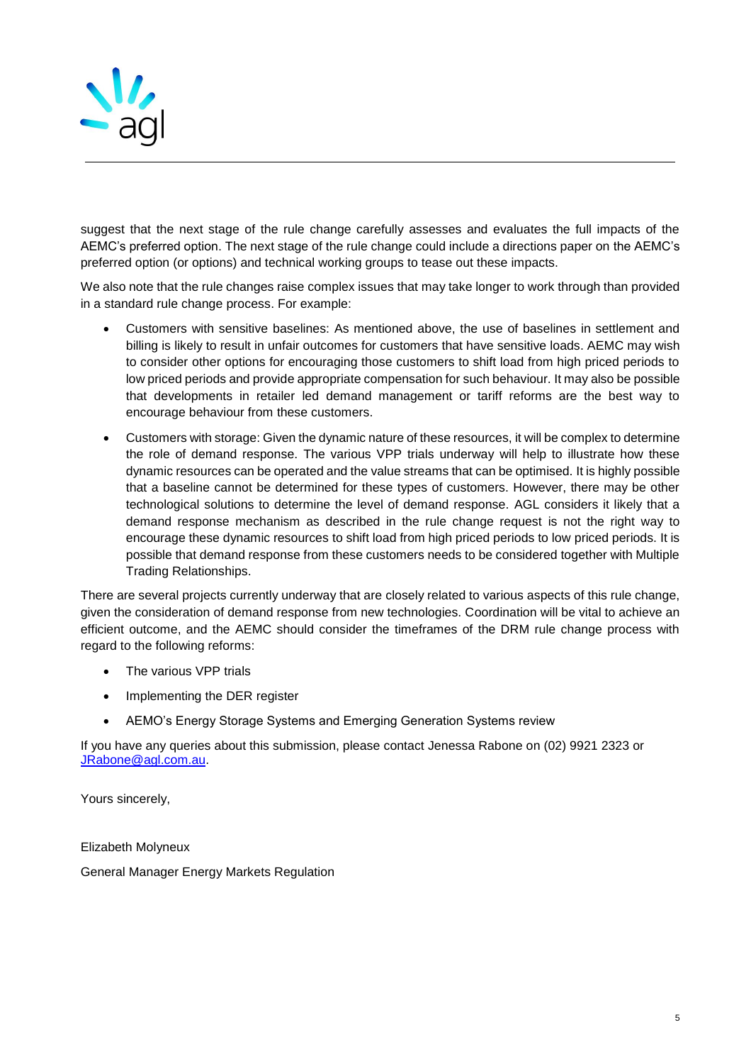suggest that the next stage of the rule change carefully assesses and evaluates the full impacts of the AEMC's preferred option. The next stage of the rule change could include a directions paper on the AEMC's preferred option (or options) and technical working groups to tease out these impacts.

We also note that the rule changes raise complex issues that may take longer to work through than provided in a standard rule change process. For example:

- Customers with sensitive baselines: As mentioned above, the use of baselines in settlement and billing is likely to result in unfair outcomes for customers that have sensitive loads. AEMC may wish to consider other options for encouraging those customers to shift load from high priced periods to low priced periods and provide appropriate compensation for such behaviour. It may also be possible that developments in retailer led demand management or tariff reforms are the best way to encourage behaviour from these customers.
- Customers with storage: Given the dynamic nature of these resources, it will be complex to determine the role of demand response. The various VPP trials underway will help to illustrate how these dynamic resources can be operated and the value streams that can be optimised. It is highly possible that a baseline cannot be determined for these types of customers. However, there may be other technological solutions to determine the level of demand response. AGL considers it likely that a demand response mechanism as described in the rule change request is not the right way to encourage these dynamic resources to shift load from high priced periods to low priced periods. It is possible that demand response from these customers needs to be considered together with Multiple Trading Relationships.

There are several projects currently underway that are closely related to various aspects of this rule change, given the consideration of demand response from new technologies. Coordination will be vital to achieve an efficient outcome, and the AEMC should consider the timeframes of the DRM rule change process with regard to the following reforms:

- The various VPP trials
- Implementing the DER register
- AEMO's Energy Storage Systems and Emerging Generation Systems review

If you have any queries about this submission, please contact Jenessa Rabone on (02) 9921 2323 or [JRabone@agl.com.au](mailto:JRabone@agl.com.au).

Yours sincerely,

Elizabeth Molyneux

General Manager Energy Markets Regulation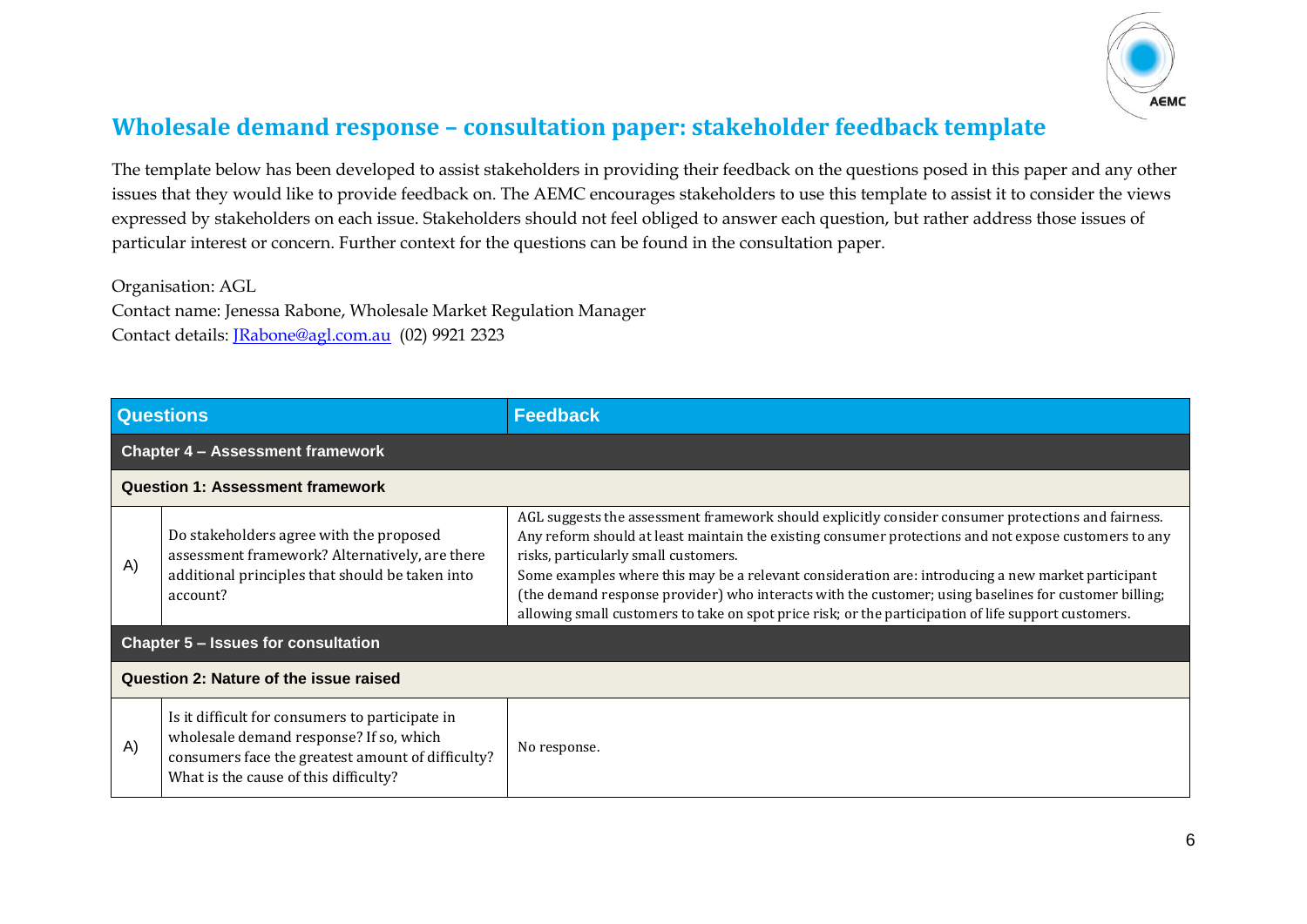## Wholesale demand response – consultation paper: stakeholder feedback template

The template below has been developed to assist stakeholders in providing their feedback on the questions posed in this paper and any other issues that they would like to provide feedback on. The AEMC encourages stakeholders to use this template to assist it to consider the views expressed by stakeholders on each issue. Stakeholders should not feel obliged to answer each question, but rather address those issues of particular interest or concern. Further context for the questions can be found in the consultation paper.

Organisation: AGL
Contact name: Jenessa Rabone, Wholesale Market Regulation Manager
Contact details: JRabone@agl.com.au (02) 9921 2323

| Questions | | Feedback |
|---|---|---|
| **Chapter 4 – Assessment framework** | | |
| **Question 1: Assessment framework** | | |
| A) | Do stakeholders agree with the proposed assessment framework? Alternatively, are there additional principles that should be taken into account? | AGL suggests the assessment framework should explicitly consider consumer protections and fairness. Any reform should at least maintain the existing consumer protections and not expose customers to any risks, particularly small customers.<br>Some examples where this may be a relevant consideration are: introducing a new market participant (the demand response provider) who interacts with the customer; using baselines for customer billing; allowing small customers to take on spot price risk; or the participation of life support customers. |
| **Chapter 5 – Issues for consultation** | | |
| **Question 2: Nature of the issue raised** | | |
| A) | Is it difficult for consumers to participate in wholesale demand response? If so, which consumers face the greatest amount of difficulty? What is the cause of this difficulty? | No response. |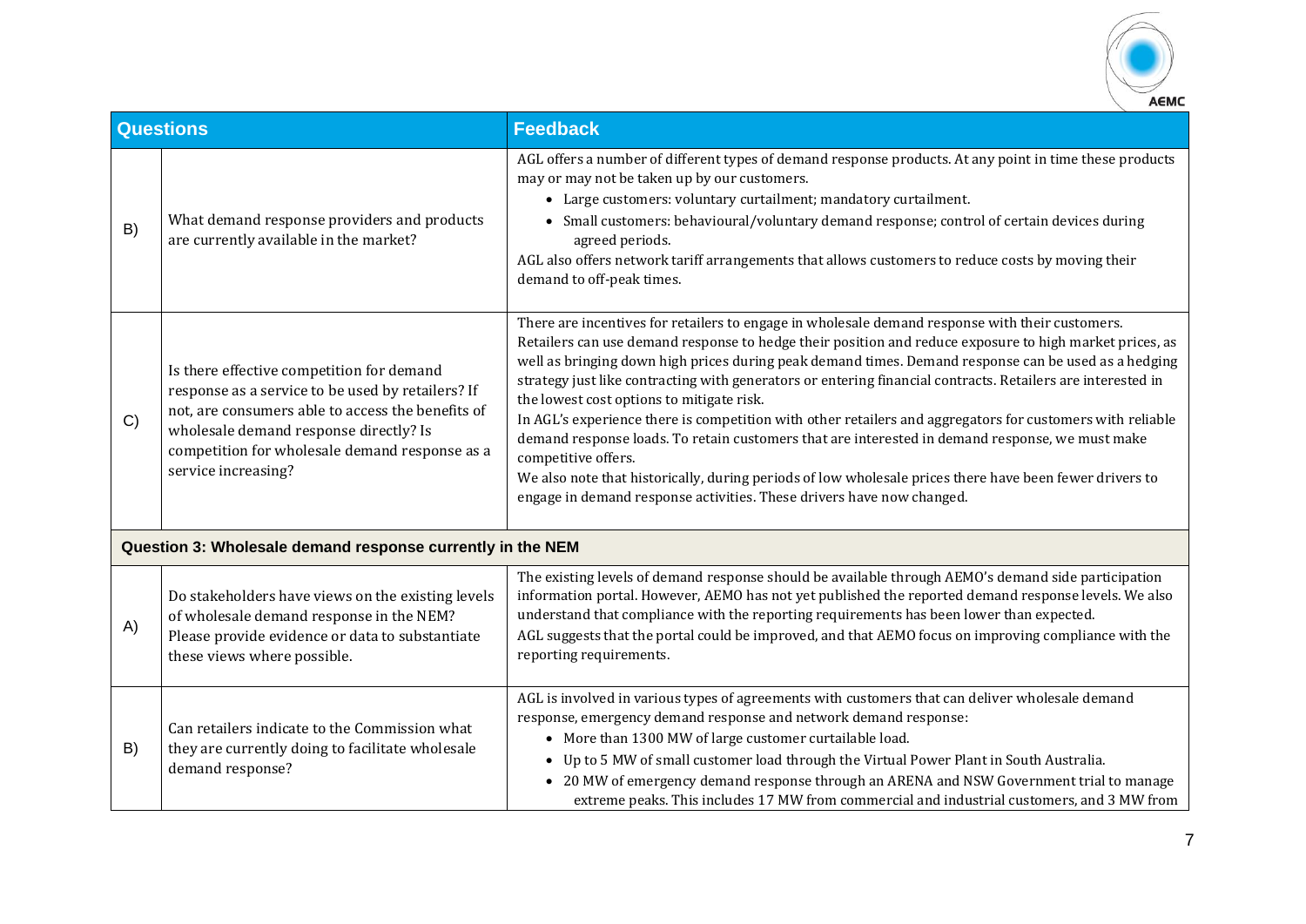| Questions | | Feedback |
|---|---|---|
| B) | What demand response providers and products are currently available in the market? | AGL offers a number of different types of demand response products. At any point in time these products may or may not be taken up by our customers.<br>• Large customers: voluntary curtailment; mandatory curtailment.<br>• Small customers: behavioural/voluntary demand response; control of certain devices during agreed periods.<br>AGL also offers network tariff arrangements that allows customers to reduce costs by moving their demand to off-peak times. |
| C) | Is there effective competition for demand response as a service to be used by retailers? If not, are consumers able to access the benefits of wholesale demand response directly? Is competition for wholesale demand response as a service increasing? | There are incentives for retailers to engage in wholesale demand response with their customers. Retailers can use demand response to hedge their position and reduce exposure to high market prices, as well as bringing down high prices during peak demand times. Demand response can be used as a hedging strategy just like contracting with generators or entering financial contracts. Retailers are interested in the lowest cost options to mitigate risk.<br>In AGL's experience there is competition with other retailers and aggregators for customers with reliable demand response loads. To retain customers that are interested in demand response, we must make competitive offers.<br>We also note that historically, during periods of low wholesale prices there have been fewer drivers to engage in demand response activities. These drivers have now changed. |
| **Question 3: Wholesale demand response currently in the NEM** | | |
| A) | Do stakeholders have views on the existing levels of wholesale demand response in the NEM? Please provide evidence or data to substantiate these views where possible. | The existing levels of demand response should be available through AEMO's demand side participation information portal. However, AEMO has not yet published the reported demand response levels. We also understand that compliance with the reporting requirements has been lower than expected.<br>AGL suggests that the portal could be improved, and that AEMO focus on improving compliance with the reporting requirements. |
| B) | Can retailers indicate to the Commission what they are currently doing to facilitate wholesale demand response? | AGL is involved in various types of agreements with customers that can deliver wholesale demand response, emergency demand response and network demand response:<br>• More than 1300 MW of large customer curtailable load.<br>• Up to 5 MW of small customer load through the Virtual Power Plant in South Australia.<br>• 20 MW of emergency demand response through an ARENA and NSW Government trial to manage extreme peaks. This includes 17 MW from commercial and industrial customers, and 3 MW from |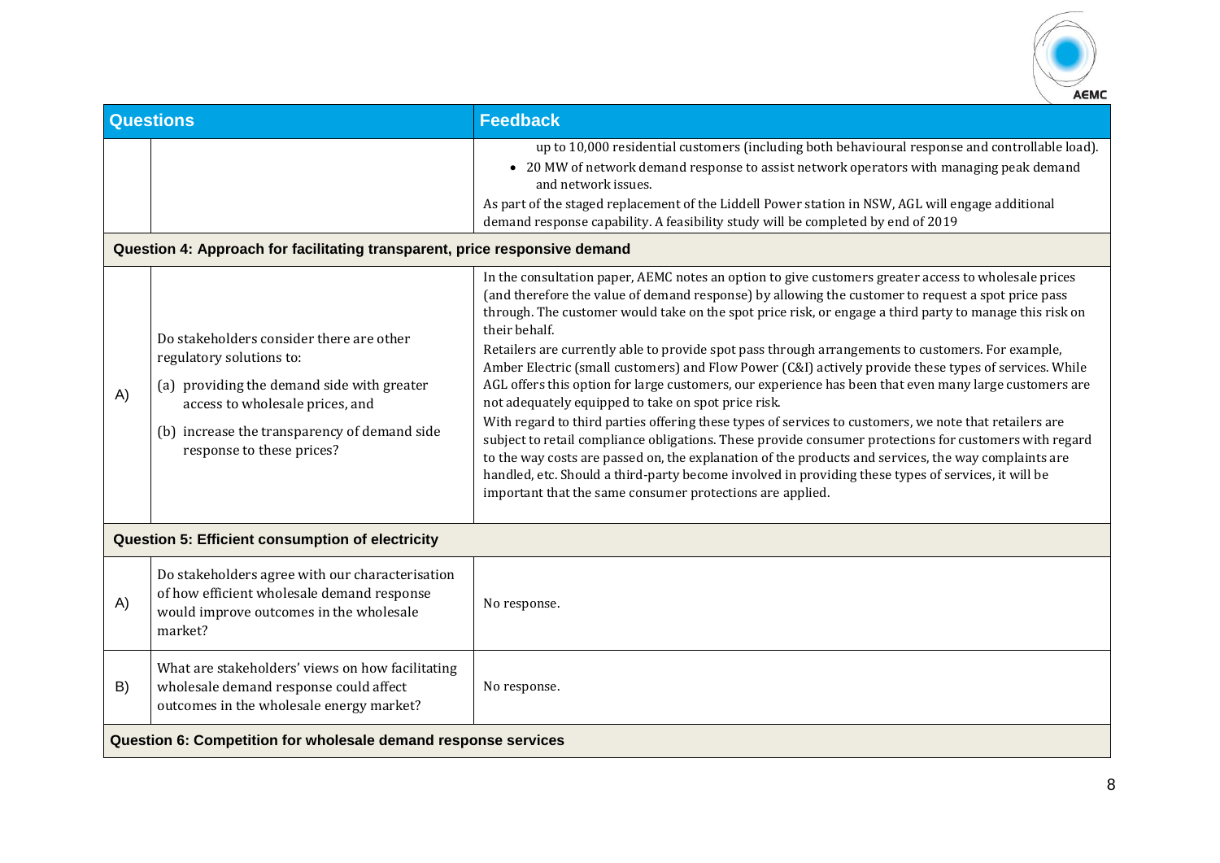| Questions | | Feedback |
|---|---|---|
| | | up to 10,000 residential customers (including both behavioural response and controllable load).<br>• 20 MW of network demand response to assist network operators with managing peak demand and network issues.<br>As part of the staged replacement of the Liddell Power station in NSW, AGL will engage additional demand response capability. A feasibility study will be completed by end of 2019 |
| **Question 4: Approach for facilitating transparent, price responsive demand** | | |
| A) | Do stakeholders consider there are other regulatory solutions to:<br>(a) providing the demand side with greater access to wholesale prices, and<br>(b) increase the transparency of demand side response to these prices? | In the consultation paper, AEMC notes an option to give customers greater access to wholesale prices (and therefore the value of demand response) by allowing the customer to request a spot price pass through. The customer would take on the spot price risk, or engage a third party to manage this risk on their behalf.<br>Retailers are currently able to provide spot pass through arrangements to customers. For example, Amber Electric (small customers) and Flow Power (C&I) actively provide these types of services. While AGL offers this option for large customers, our experience has been that even many large customers are not adequately equipped to take on spot price risk.<br>With regard to third parties offering these types of services to customers, we note that retailers are subject to retail compliance obligations. These provide consumer protections for customers with regard to the way costs are passed on, the explanation of the products and services, the way complaints are handled, etc. Should a third-party become involved in providing these types of services, it will be important that the same consumer protections are applied. |
| **Question 5: Efficient consumption of electricity** | | |
| A) | Do stakeholders agree with our characterisation of how efficient wholesale demand response would improve outcomes in the wholesale market? | No response. |
| B) | What are stakeholders' views on how facilitating wholesale demand response could affect outcomes in the wholesale energy market? | No response. |
| **Question 6: Competition for wholesale demand response services** | | |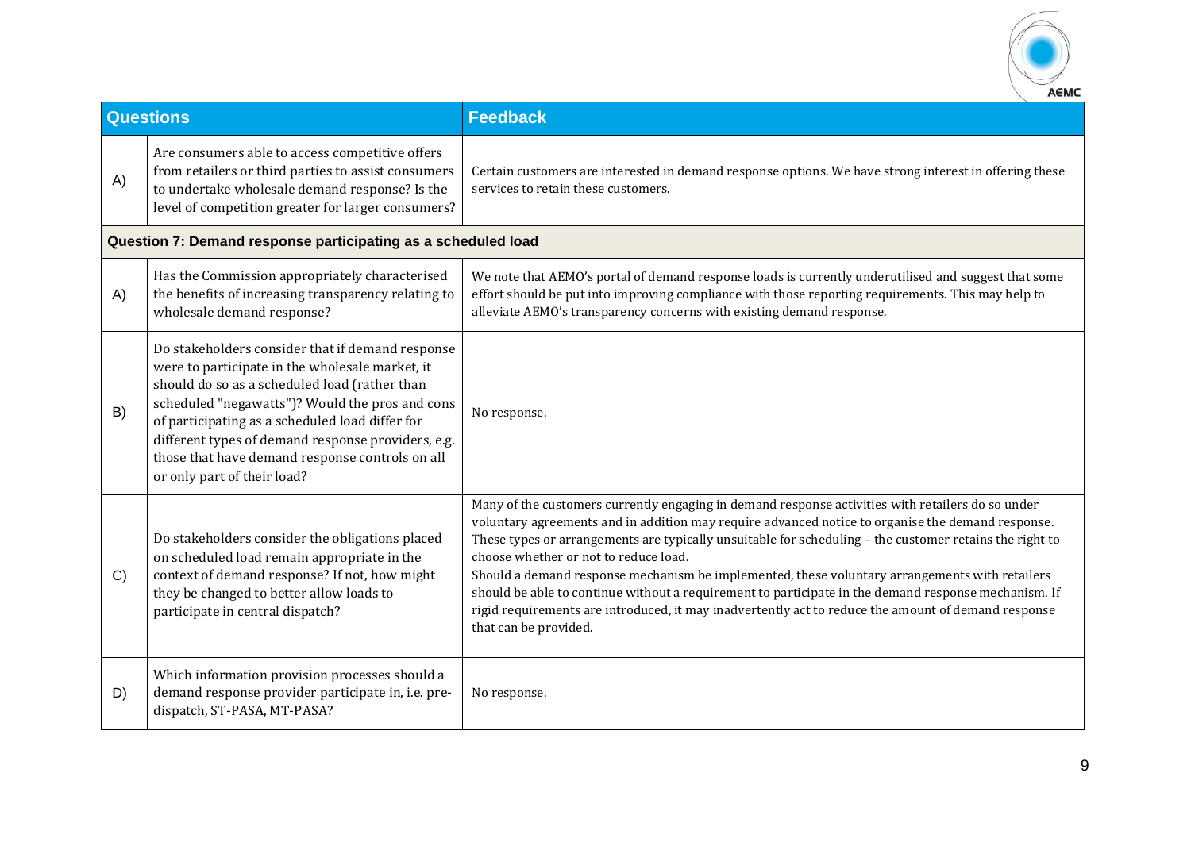| Questions | | Feedback |
|---|---|---|
| A) | Are consumers able to access competitive offers from retailers or third parties to assist consumers to undertake wholesale demand response? Is the level of competition greater for larger consumers? | Certain customers are interested in demand response options. We have strong interest in offering these services to retain these customers. |
| **Question 7: Demand response participating as a scheduled load** | | |
| A) | Has the Commission appropriately characterised the benefits of increasing transparency relating to wholesale demand response? | We note that AEMO's portal of demand response loads is currently underutilised and suggest that some effort should be put into improving compliance with those reporting requirements. This may help to alleviate AEMO's transparency concerns with existing demand response. |
| B) | Do stakeholders consider that if demand response were to participate in the wholesale market, it should do so as a scheduled load (rather than scheduled "negawatts")? Would the pros and cons of participating as a scheduled load differ for different types of demand response providers, e.g. those that have demand response controls on all or only part of their load? | No response. |
| C) | Do stakeholders consider the obligations placed on scheduled load remain appropriate in the context of demand response? If not, how might they be changed to better allow loads to participate in central dispatch? | Many of the customers currently engaging in demand response activities with retailers do so under voluntary agreements and in addition may require advanced notice to organise the demand response. These types or arrangements are typically unsuitable for scheduling – the customer retains the right to choose whether or not to reduce load.<br>Should a demand response mechanism be implemented, these voluntary arrangements with retailers should be able to continue without a requirement to participate in the demand response mechanism. If rigid requirements are introduced, it may inadvertently act to reduce the amount of demand response that can be provided. |
| D) | Which information provision processes should a demand response provider participate in, i.e. pre-dispatch, ST-PASA, MT-PASA? | No response. |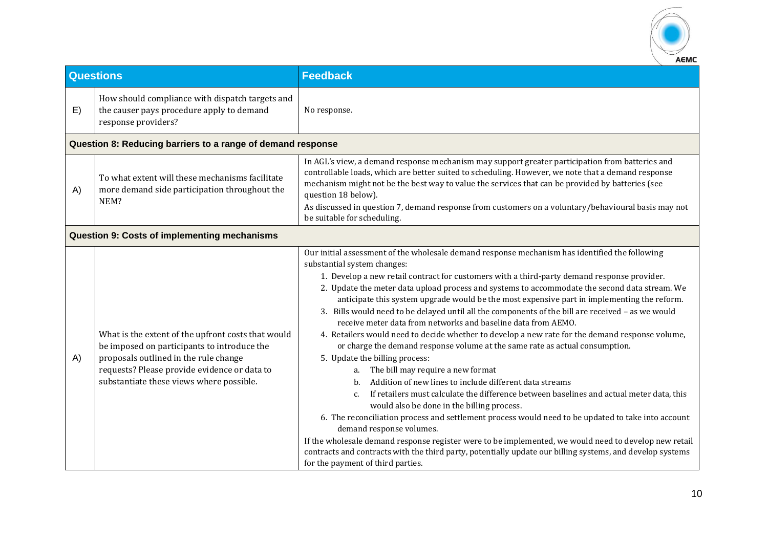| Questions | | Feedback |
|---|---|---|
| E) | How should compliance with dispatch targets and the causer pays procedure apply to demand response providers? | No response. |
| **Question 8: Reducing barriers to a range of demand response** | | |
| A) | To what extent will these mechanisms facilitate more demand side participation throughout the NEM? | In AGL's view, a demand response mechanism may support greater participation from batteries and controllable loads, which are better suited to scheduling. However, we note that a demand response mechanism might not be the best way to value the services that can be provided by batteries (see question 18 below).<br>As discussed in question 7, demand response from customers on a voluntary/behavioural basis may not be suitable for scheduling. |
| **Question 9: Costs of implementing mechanisms** | | |
| A) | What is the extent of the upfront costs that would be imposed on participants to introduce the proposals outlined in the rule change requests? Please provide evidence or data to substantiate these views where possible. | Our initial assessment of the wholesale demand response mechanism has identified the following substantial system changes:<br>1. Develop a new retail contract for customers with a third-party demand response provider.<br>2. Update the meter data upload process and systems to accommodate the second data stream. We anticipate this system upgrade would be the most expensive part in implementing the reform.<br>3. Bills would need to be delayed until all the components of the bill are received – as we would receive meter data from networks and baseline data from AEMO.<br>4. Retailers would need to decide whether to develop a new rate for the demand response volume, or charge the demand response volume at the same rate as actual consumption.<br>5. Update the billing process:<br>a. The bill may require a new format<br>b. Addition of new lines to include different data streams<br>c. If retailers must calculate the difference between baselines and actual meter data, this would also be done in the billing process.<br>6. The reconciliation process and settlement process would need to be updated to take into account demand response volumes.<br>If the wholesale demand response register were to be implemented, we would need to develop new retail contracts and contracts with the third party, potentially update our billing systems, and develop systems for the payment of third parties. |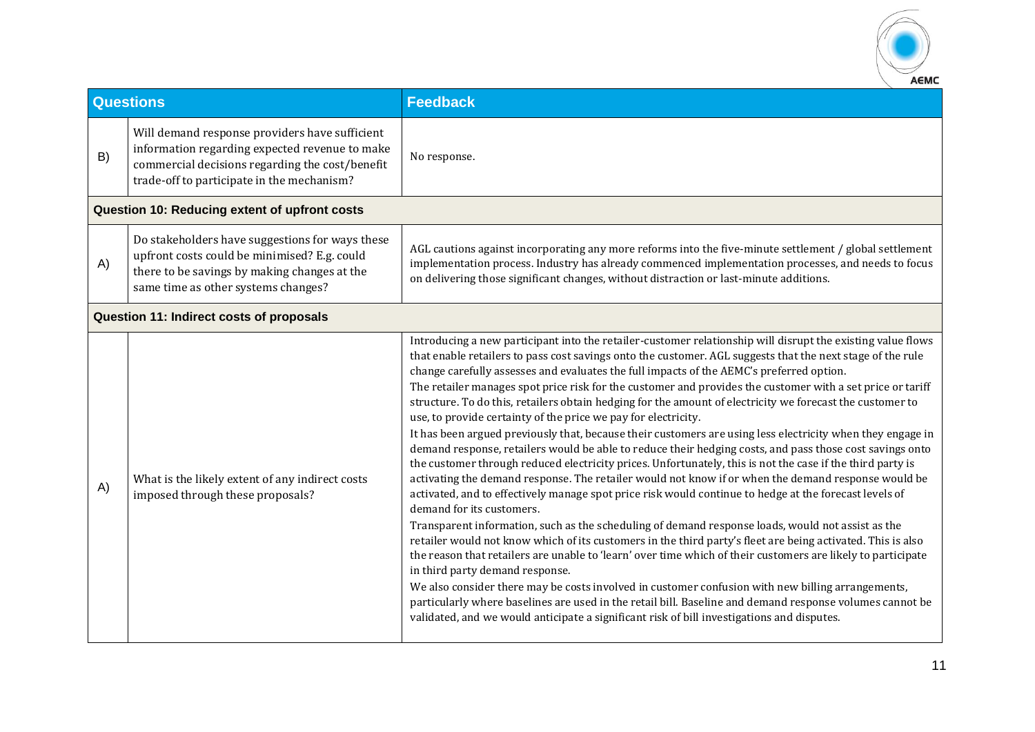| Questions | | Feedback |
|---|---|---|
| B) | Will demand response providers have sufficient information regarding expected revenue to make commercial decisions regarding the cost/benefit trade-off to participate in the mechanism? | No response. |
| **Question 10: Reducing extent of upfront costs** | | |
| A) | Do stakeholders have suggestions for ways these upfront costs could be minimised? E.g. could there to be savings by making changes at the same time as other systems changes? | AGL cautions against incorporating any more reforms into the five-minute settlement / global settlement implementation process. Industry has already commenced implementation processes, and needs to focus on delivering those significant changes, without distraction or last-minute additions. |
| **Question 11: Indirect costs of proposals** | | |
| A) | What is the likely extent of any indirect costs imposed through these proposals? | Introducing a new participant into the retailer-customer relationship will disrupt the existing value flows that enable retailers to pass cost savings onto the customer. AGL suggests that the next stage of the rule change carefully assesses and evaluates the full impacts of the AEMC's preferred option.<br>The retailer manages spot price risk for the customer and provides the customer with a set price or tariff structure. To do this, retailers obtain hedging for the amount of electricity we forecast the customer to use, to provide certainty of the price we pay for electricity.<br>It has been argued previously that, because their customers are using less electricity when they engage in demand response, retailers would be able to reduce their hedging costs, and pass those cost savings onto the customer through reduced electricity prices. Unfortunately, this is not the case if the third party is activating the demand response. The retailer would not know if or when the demand response would be activated, and to effectively manage spot price risk would continue to hedge at the forecast levels of demand for its customers.<br>Transparent information, such as the scheduling of demand response loads, would not assist as the retailer would not know which of its customers in the third party's fleet are being activated. This is also the reason that retailers are unable to 'learn' over time which of their customers are likely to participate in third party demand response.<br>We also consider there may be costs involved in customer confusion with new billing arrangements, particularly where baselines are used in the retail bill. Baseline and demand response volumes cannot be validated, and we would anticipate a significant risk of bill investigations and disputes. |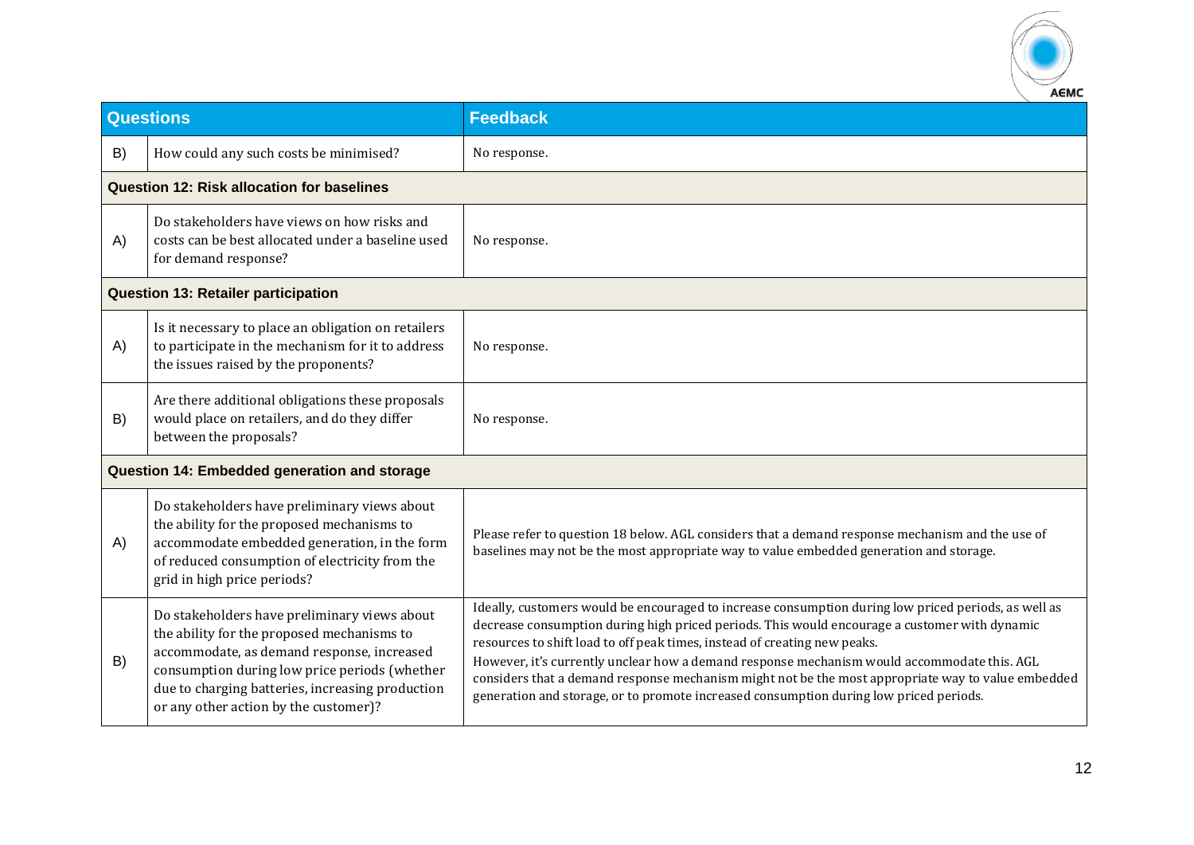| Questions | | Feedback |
|---|---|---|
| B) | How could any such costs be minimised? | No response. |
| **Question 12: Risk allocation for baselines** | | |
| A) | Do stakeholders have views on how risks and costs can be best allocated under a baseline used for demand response? | No response. |
| **Question 13: Retailer participation** | | |
| A) | Is it necessary to place an obligation on retailers to participate in the mechanism for it to address the issues raised by the proponents? | No response. |
| B) | Are there additional obligations these proposals would place on retailers, and do they differ between the proposals? | No response. |
| **Question 14: Embedded generation and storage** | | |
| A) | Do stakeholders have preliminary views about the ability for the proposed mechanisms to accommodate embedded generation, in the form of reduced consumption of electricity from the grid in high price periods? | Please refer to question 18 below. AGL considers that a demand response mechanism and the use of baselines may not be the most appropriate way to value embedded generation and storage. |
| B) | Do stakeholders have preliminary views about the ability for the proposed mechanisms to accommodate, as demand response, increased consumption during low price periods (whether due to charging batteries, increasing production or any other action by the customer)? | Ideally, customers would be encouraged to increase consumption during low priced periods, as well as decrease consumption during high priced periods. This would encourage a customer with dynamic resources to shift load to off peak times, instead of creating new peaks.<br>However, it's currently unclear how a demand response mechanism would accommodate this. AGL considers that a demand response mechanism might not be the most appropriate way to value embedded generation and storage, or to promote increased consumption during low priced periods. |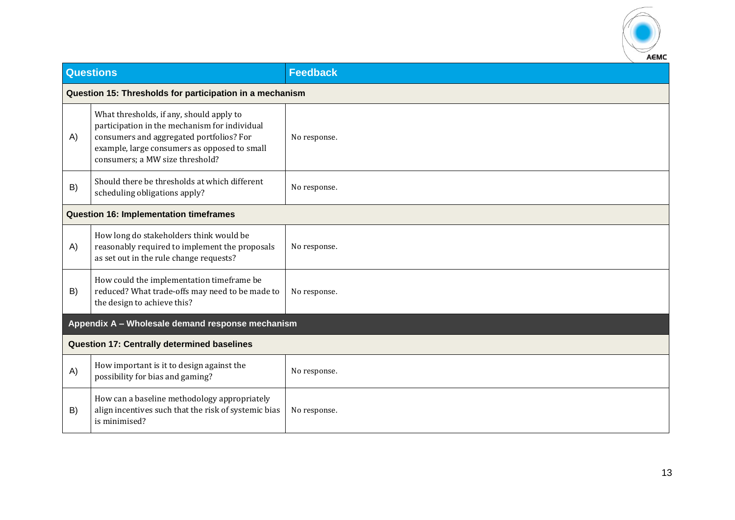| Questions | | Feedback |
|---|---|---|
| **Question 15: Thresholds for participation in a mechanism** | | |
| A) | What thresholds, if any, should apply to participation in the mechanism for individual consumers and aggregated portfolios? For example, large consumers as opposed to small consumers; a MW size threshold? | No response. |
| B) | Should there be thresholds at which different scheduling obligations apply? | No response. |
| **Question 16: Implementation timeframes** | | |
| A) | How long do stakeholders think would be reasonably required to implement the proposals as set out in the rule change requests? | No response. |
| B) | How could the implementation timeframe be reduced? What trade-offs may need to be made to the design to achieve this? | No response. |
| **Appendix A – Wholesale demand response mechanism** | | |
| **Question 17: Centrally determined baselines** | | |
| A) | How important is it to design against the possibility for bias and gaming? | No response. |
| B) | How can a baseline methodology appropriately align incentives such that the risk of systemic bias is minimised? | No response. |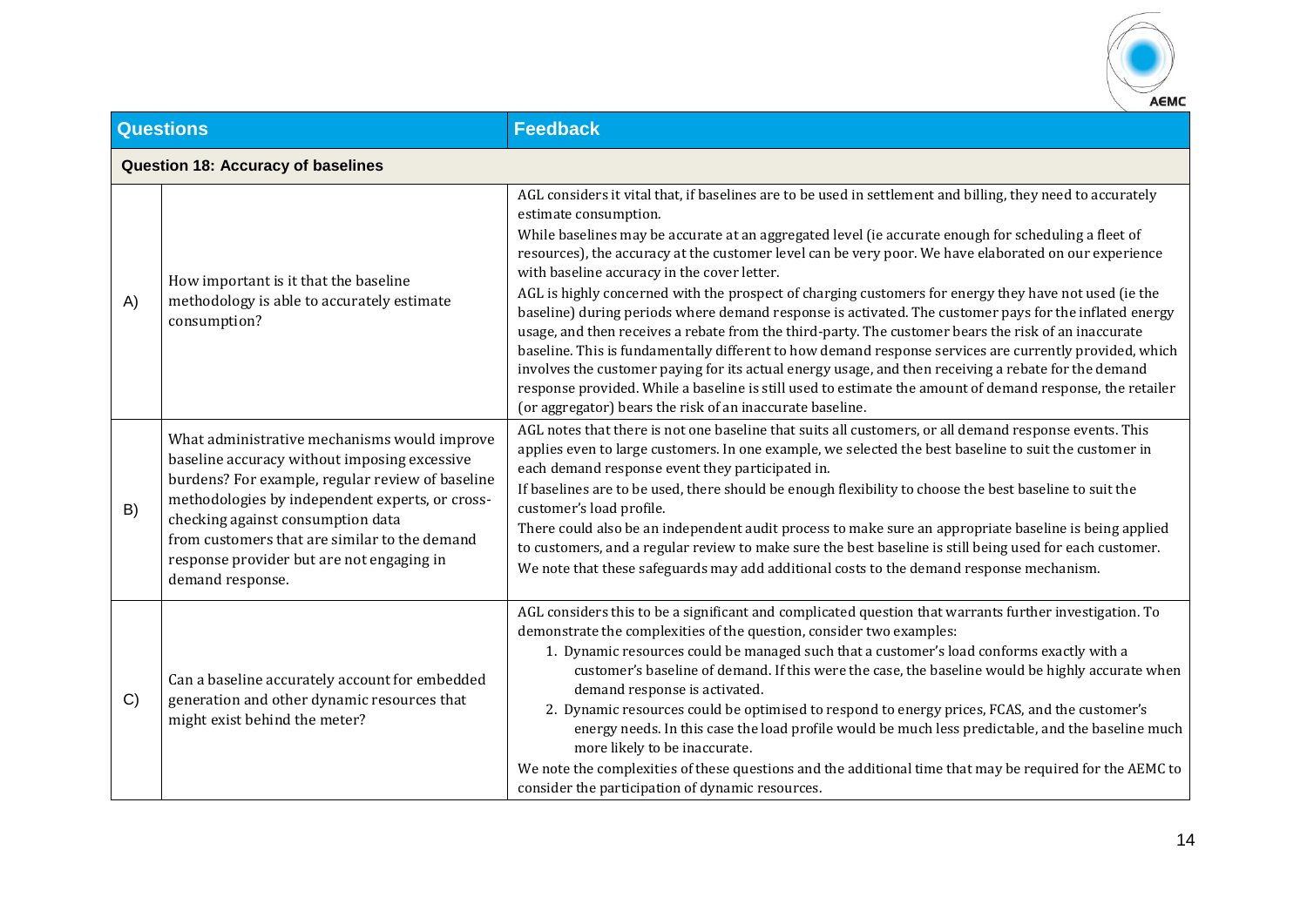| Questions | | Feedback |
|---|---|---|
| **Question 18: Accuracy of baselines** | | |
| A) | How important is it that the baseline methodology is able to accurately estimate consumption? | AGL considers it vital that, if baselines are to be used in settlement and billing, they need to accurately estimate consumption.<br>While baselines may be accurate at an aggregated level (ie accurate enough for scheduling a fleet of resources), the accuracy at the customer level can be very poor. We have elaborated on our experience with baseline accuracy in the cover letter.<br>AGL is highly concerned with the prospect of charging customers for energy they have not used (ie the baseline) during periods where demand response is activated. The customer pays for the inflated energy usage, and then receives a rebate from the third-party. The customer bears the risk of an inaccurate baseline. This is fundamentally different to how demand response services are currently provided, which involves the customer paying for its actual energy usage, and then receiving a rebate for the demand response provided. While a baseline is still used to estimate the amount of demand response, the retailer (or aggregator) bears the risk of an inaccurate baseline. |
| B) | What administrative mechanisms would improve baseline accuracy without imposing excessive burdens? For example, regular review of baseline methodologies by independent experts, or cross-checking against consumption data from customers that are similar to the demand response provider but are not engaging in demand response. | AGL notes that there is not one baseline that suits all customers, or all demand response events. This applies even to large customers. In one example, we selected the best baseline to suit the customer in each demand response event they participated in.<br>If baselines are to be used, there should be enough flexibility to choose the best baseline to suit the customer's load profile.<br>There could also be an independent audit process to make sure an appropriate baseline is being applied to customers, and a regular review to make sure the best baseline is still being used for each customer.<br>We note that these safeguards may add additional costs to the demand response mechanism. |
| C) | Can a baseline accurately account for embedded generation and other dynamic resources that might exist behind the meter? | AGL considers this to be a significant and complicated question that warrants further investigation. To demonstrate the complexities of the question, consider two examples:<br>1. Dynamic resources could be managed such that a customer's load conforms exactly with a customer's baseline of demand. If this were the case, the baseline would be highly accurate when demand response is activated.<br>2. Dynamic resources could be optimised to respond to energy prices, FCAS, and the customer's energy needs. In this case the load profile would be much less predictable, and the baseline much more likely to be inaccurate.<br>We note the complexities of these questions and the additional time that may be required for the AEMC to consider the participation of dynamic resources. |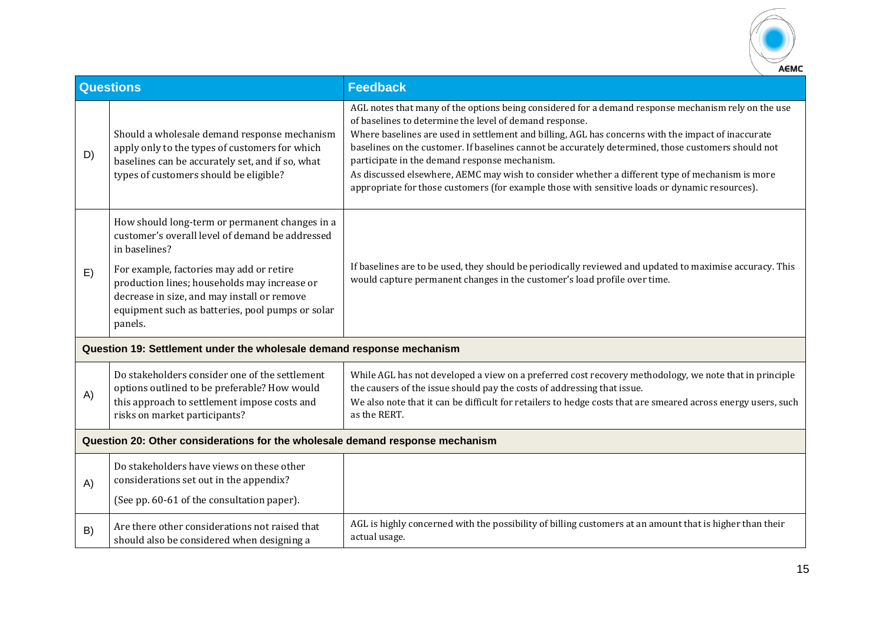| Questions | | Feedback |
| --- | --- | --- |
| D) | Should a wholesale demand response mechanism apply only to the types of customers for which baselines can be accurately set, and if so, what types of customers should be eligible? | AGL notes that many of the options being considered for a demand response mechanism rely on the use of baselines to determine the level of demand response.<br>Where baselines are used in settlement and billing, AGL has concerns with the impact of inaccurate baselines on the customer. If baselines cannot be accurately determined, those customers should not participate in the demand response mechanism.<br>As discussed elsewhere, AEMC may wish to consider whether a different type of mechanism is more appropriate for those customers (for example those with sensitive loads or dynamic resources). |
| E) | How should long-term or permanent changes in a customer's overall level of demand be addressed in baselines?<br>For example, factories may add or retire production lines; households may increase or decrease in size, and may install or remove equipment such as batteries, pool pumps or solar panels. | If baselines are to be used, they should be periodically reviewed and updated to maximise accuracy. This would capture permanent changes in the customer's load profile over time. |
| **Question 19: Settlement under the wholesale demand response mechanism** | | |
| A) | Do stakeholders consider one of the settlement options outlined to be preferable? How would this approach to settlement impose costs and risks on market participants? | While AGL has not developed a view on a preferred cost recovery methodology, we note that in principle the causers of the issue should pay the costs of addressing that issue.<br>We also note that it can be difficult for retailers to hedge costs that are smeared across energy users, such as the RERT. |
| **Question 20: Other considerations for the wholesale demand response mechanism** | | |
| A) | Do stakeholders have views on these other considerations set out in the appendix?<br>(See pp. 60-61 of the consultation paper). | |
| B) | Are there other considerations not raised that should also be considered when designing a | AGL is highly concerned with the possibility of billing customers at an amount that is higher than their actual usage. |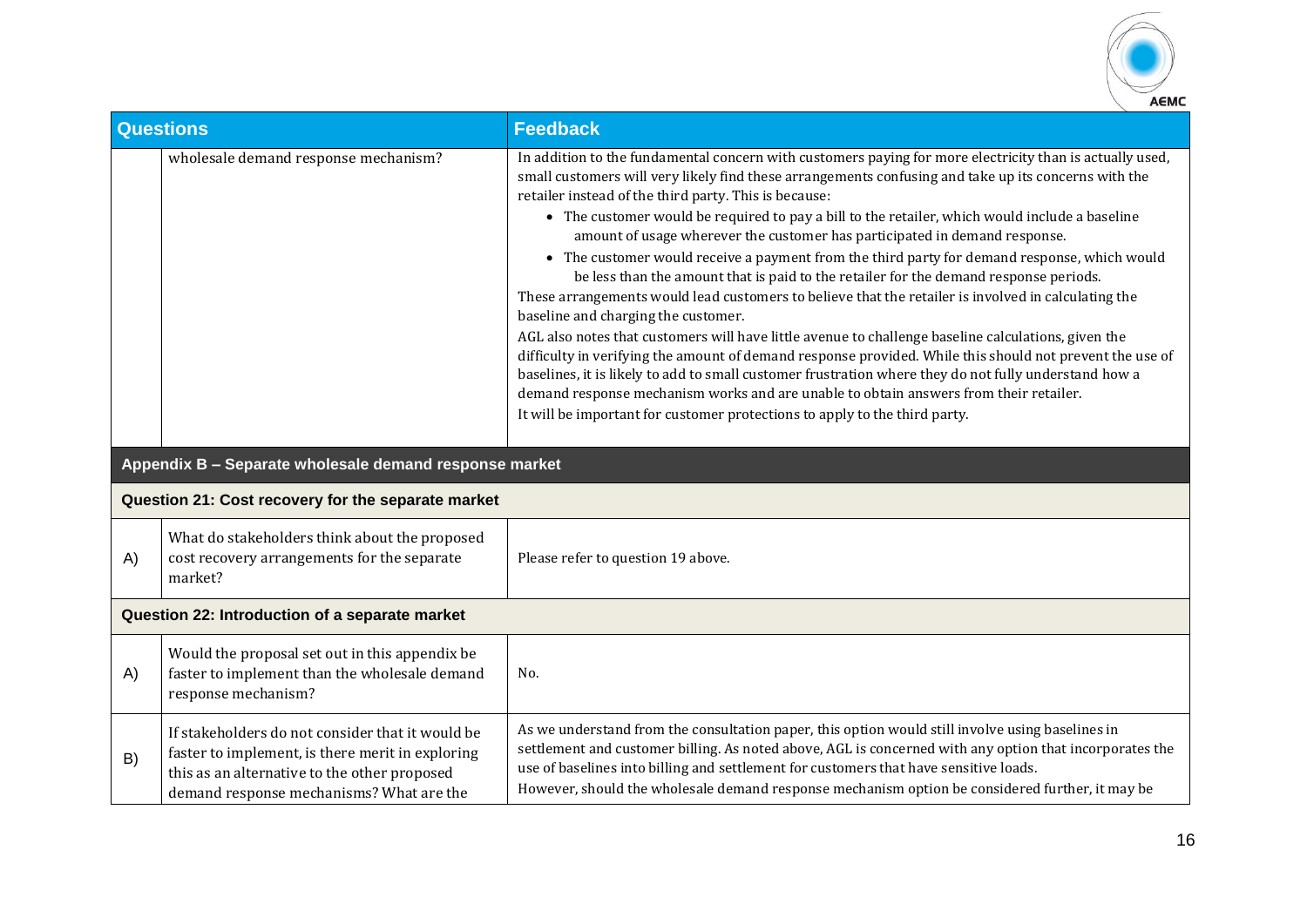| Questions | | Feedback |
| --- | --- | --- |
| | wholesale demand response mechanism? | In addition to the fundamental concern with customers paying for more electricity than is actually used, small customers will very likely find these arrangements confusing and take up its concerns with the retailer instead of the third party. This is because:<br>• The customer would be required to pay a bill to the retailer, which would include a baseline amount of usage wherever the customer has participated in demand response.<br>• The customer would receive a payment from the third party for demand response, which would be less than the amount that is paid to the retailer for the demand response periods.<br>These arrangements would lead customers to believe that the retailer is involved in calculating the baseline and charging the customer.<br>AGL also notes that customers will have little avenue to challenge baseline calculations, given the difficulty in verifying the amount of demand response provided. While this should not prevent the use of baselines, it is likely to add to small customer frustration where they do not fully understand how a demand response mechanism works and are unable to obtain answers from their retailer.<br>It will be important for customer protections to apply to the third party. |
| **Appendix B – Separate wholesale demand response market** | | |
| **Question 21: Cost recovery for the separate market** | | |
| A) | What do stakeholders think about the proposed cost recovery arrangements for the separate market? | Please refer to question 19 above. |
| **Question 22: Introduction of a separate market** | | |
| A) | Would the proposal set out in this appendix be faster to implement than the wholesale demand response mechanism? | No. |
| B) | If stakeholders do not consider that it would be faster to implement, is there merit in exploring this as an alternative to the other proposed demand response mechanisms? What are the | As we understand from the consultation paper, this option would still involve using baselines in settlement and customer billing. As noted above, AGL is concerned with any option that incorporates the use of baselines into billing and settlement for customers that have sensitive loads.<br>However, should the wholesale demand response mechanism option be considered further, it may be |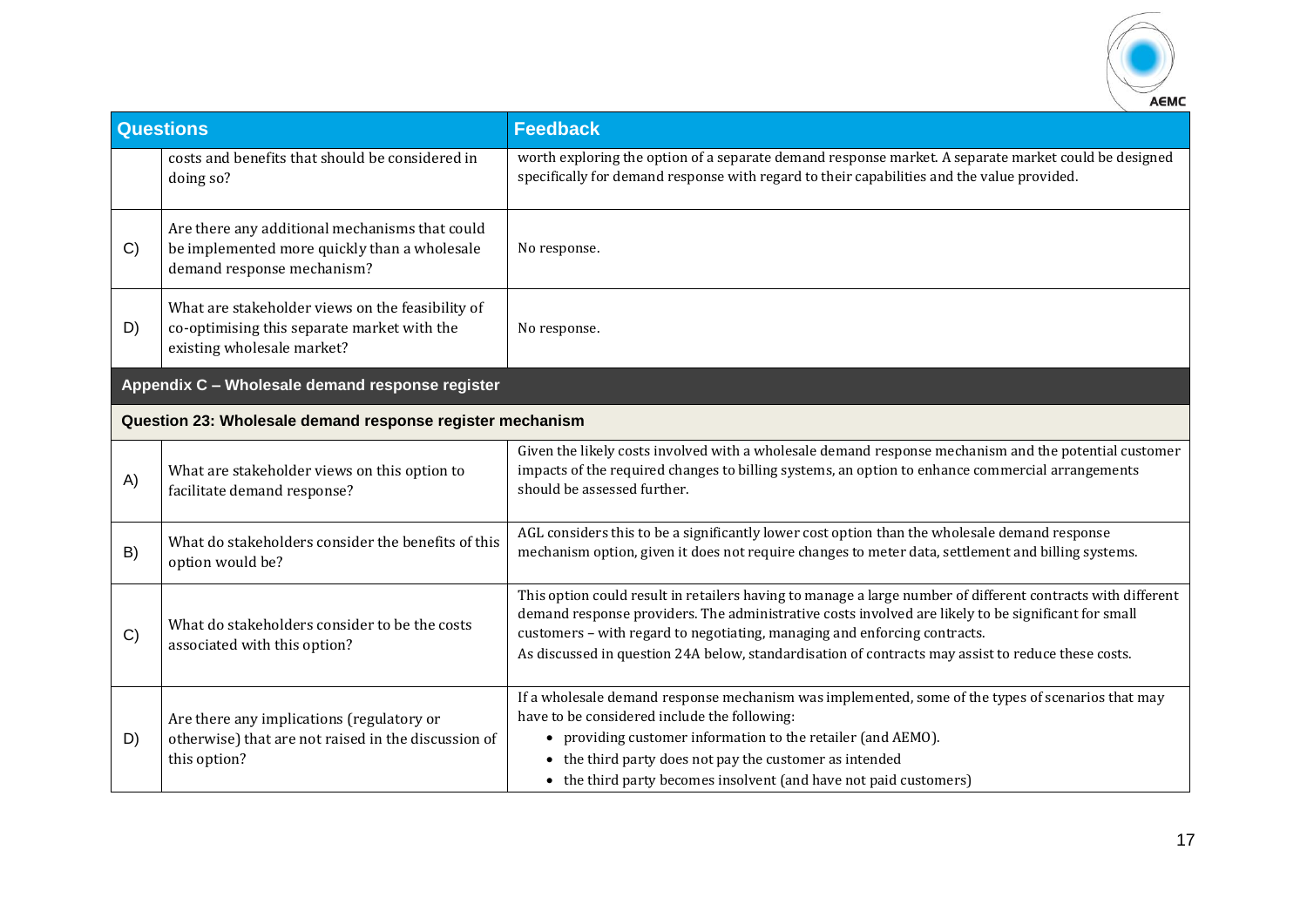| Questions | | Feedback |
|---|---|---|
| | costs and benefits that should be considered in doing so? | worth exploring the option of a separate demand response market. A separate market could be designed specifically for demand response with regard to their capabilities and the value provided. |
| C) | Are there any additional mechanisms that could be implemented more quickly than a wholesale demand response mechanism? | No response. |
| D) | What are stakeholder views on the feasibility of co-optimising this separate market with the existing wholesale market? | No response. |
| **Appendix C – Wholesale demand response register** | | |
| **Question 23: Wholesale demand response register mechanism** | | |
| A) | What are stakeholder views on this option to facilitate demand response? | Given the likely costs involved with a wholesale demand response mechanism and the potential customer impacts of the required changes to billing systems, an option to enhance commercial arrangements should be assessed further. |
| B) | What do stakeholders consider the benefits of this option would be? | AGL considers this to be a significantly lower cost option than the wholesale demand response mechanism option, given it does not require changes to meter data, settlement and billing systems. |
| C) | What do stakeholders consider to be the costs associated with this option? | This option could result in retailers having to manage a large number of different contracts with different demand response providers. The administrative costs involved are likely to be significant for small customers – with regard to negotiating, managing and enforcing contracts.<br>As discussed in question 24A below, standardisation of contracts may assist to reduce these costs. |
| D) | Are there any implications (regulatory or otherwise) that are not raised in the discussion of this option? | If a wholesale demand response mechanism was implemented, some of the types of scenarios that may have to be considered include the following:<br>• providing customer information to the retailer (and AEMO).<br>• the third party does not pay the customer as intended<br>• the third party becomes insolvent (and have not paid customers) |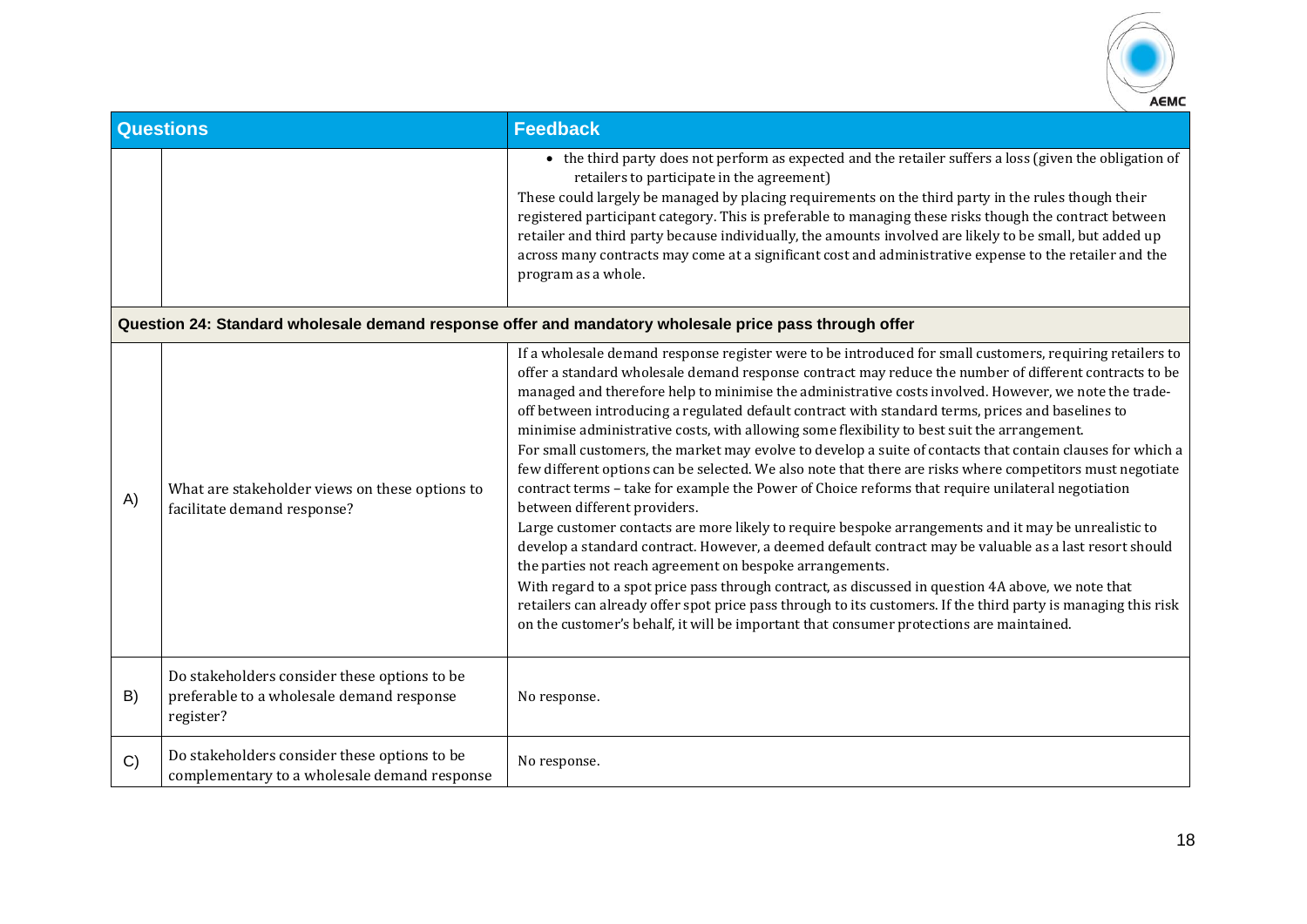| Questions | | Feedback |
|---|---|---|
| | | • the third party does not perform as expected and the retailer suffers a loss (given the obligation of retailers to participate in the agreement)<br>These could largely be managed by placing requirements on the third party in the rules though their registered participant category. This is preferable to managing these risks though the contract between retailer and third party because individually, the amounts involved are likely to be small, but added up across many contracts may come at a significant cost and administrative expense to the retailer and the program as a whole. |
| **Question 24: Standard wholesale demand response offer and mandatory wholesale price pass through offer** | | |
| A) | What are stakeholder views on these options to facilitate demand response? | If a wholesale demand response register were to be introduced for small customers, requiring retailers to offer a standard wholesale demand response contract may reduce the number of different contracts to be managed and therefore help to minimise the administrative costs involved. However, we note the trade-off between introducing a regulated default contract with standard terms, prices and baselines to minimise administrative costs, with allowing some flexibility to best suit the arrangement.<br>For small customers, the market may evolve to develop a suite of contacts that contain clauses for which a few different options can be selected. We also note that there are risks where competitors must negotiate contract terms – take for example the Power of Choice reforms that require unilateral negotiation between different providers.<br>Large customer contacts are more likely to require bespoke arrangements and it may be unrealistic to develop a standard contract. However, a deemed default contract may be valuable as a last resort should the parties not reach agreement on bespoke arrangements.<br>With regard to a spot price pass through contract, as discussed in question 4A above, we note that retailers can already offer spot price pass through to its customers. If the third party is managing this risk on the customer's behalf, it will be important that consumer protections are maintained. |
| B) | Do stakeholders consider these options to be preferable to a wholesale demand response register? | No response. |
| C) | Do stakeholders consider these options to be complementary to a wholesale demand response | No response. |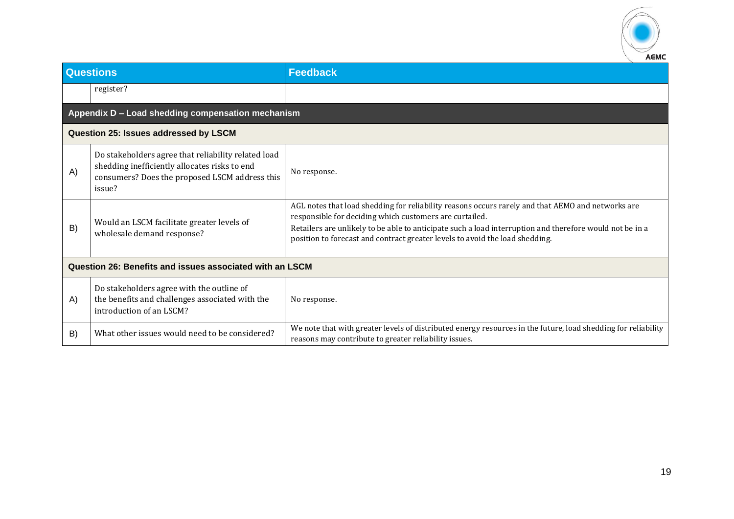| Questions | | Feedback |
|---|---|---|
| | register? | |
| **Appendix D – Load shedding compensation mechanism** | | |
| **Question 25: Issues addressed by LSCM** | | |
| A) | Do stakeholders agree that reliability related load shedding inefficiently allocates risks to end consumers? Does the proposed LSCM address this issue? | No response. |
| B) | Would an LSCM facilitate greater levels of wholesale demand response? | AGL notes that load shedding for reliability reasons occurs rarely and that AEMO and networks are responsible for deciding which customers are curtailed.<br>Retailers are unlikely to be able to anticipate such a load interruption and therefore would not be in a position to forecast and contract greater levels to avoid the load shedding. |
| **Question 26: Benefits and issues associated with an LSCM** | | |
| A) | Do stakeholders agree with the outline of the benefits and challenges associated with the introduction of an LSCM? | No response. |
| B) | What other issues would need to be considered? | We note that with greater levels of distributed energy resources in the future, load shedding for reliability reasons may contribute to greater reliability issues. |